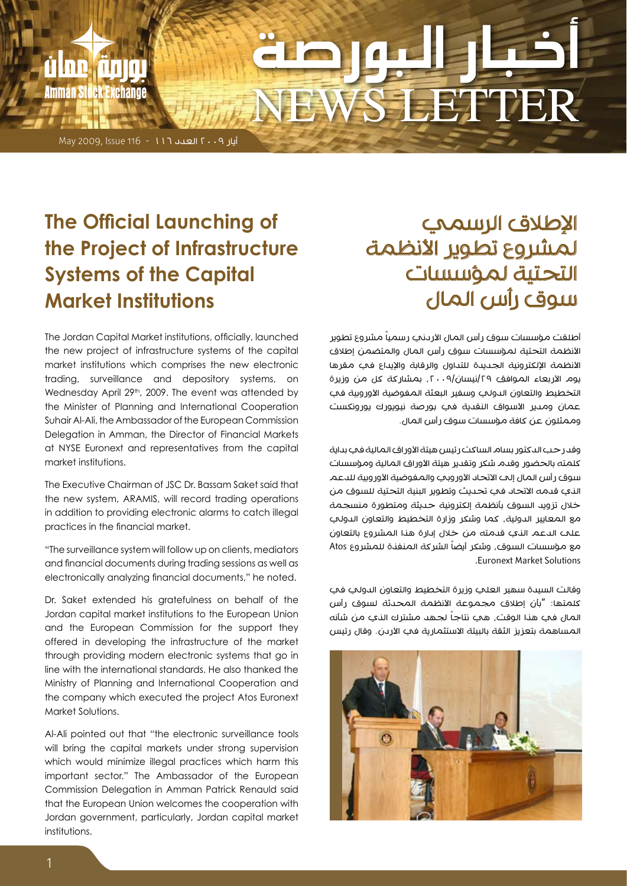# The Official Launching of the Project of Infrastructure Systems of the Capital Market Institutions

The Jordan Capital Market institutions, officially, launched the new project of infrastructure systems of the capital market institutions which comprises the new electronic trading, surveillance and depository systems, on Wednesday April 29th, 2009. The event was attended by the Minister of Planning and International Cooperation Suhair Al-Ali, the Ambassador of the European Commission Delegation in Amman, the Director of Financial Markets at NYSE Euronext and representatives from the capital market institutions.

The Executive Chairman of JSC Dr. Bassam Saket said that the new system, ARAMIS, will record trading operations in addition to providing electronic alarms to catch illegal practices in the financial market.

"The surveillance system will follow up on clients, mediators and financial documents during trading sessions as well as electronically analyzing financial documents," he noted.

Dr. Saket extended his gratefulness on behalf of the Jordan capital market institutions to the European Union and the European Commission for the support they offered in developing the infrastructure of the market through providing modern electronic systems that go in line with the international standards. He also thanked the Ministry of Planning and International Cooperation and the company which executed the project Atos Euronext Market Solutions.

Al-Ali pointed out that "the electronic surveillance tools will bring the capital markets under strong supervision which would minimize illegal practices which harm this important sector." The Ambassador of the European Commission Delegation in Amman Patrick Renauld said that the European Union welcomes the cooperation with Jordan government, particularly, Jordan capital market institutions.

# الإطلاق الرسمي لمشروع تطوير الأنظمة التحتية لمؤسسات سوق رأس المال

أطلقت مؤسسات سوق رأس المال الاردني رسمياً مشروع تطوير الأنظمة التحتية لمؤسسات سوق رأس المال والمتضمن إطلاق الأنظمة الإلكترونية الجديدة للتداول والرقابة والإيداع في مقرها يوم الأربعاء الموافق ٢٩/نيسان/٢٠٠٩، بمشاركة كل من وزيرة التخطيط والتعاون الدولي وسفير البعثة المفوضية الاوروبية في عمان ومدير الأسواق النقدية في بورصة نيويورك يورونكست وممثلون عن كافة مؤسسات سوق رأس المال.

وقد رحب الدكتور بسام الساكت رئيس هيئة الأوراق المالية في بداية كلمته بالحضور وقدم شكر وتقدير هيئة الأوراق المالية ومؤسسات سوق رأس المال إلى الاتحاد الاوروبي والمفوضية الاوروبية للدعم الذي قدمه الاتحاد في تحديث وتطوير البنية التحتية للسوق من خلال تزويد السوق بأنظمة إلكترونية حديثة ومتطورة منسجمة مع المعايير الدولية، كما وشكر وزارة التخطيط والتعاون الدولي على الدعم الذي قدمته من خلال إدارة هذا المشروع بالتعاون مع مؤسسات السوق، وشكر أيضاً الشركة المنفذة للمشروع Atos Euronext Market Solutions.

وقالت السيدة سهير العلي وزيرة التخطيط والتعاون الدولي في كلمتها: "بأن إطلاق مجموعة الأنظمة المحدثة لسوق رأس المال في هذا الوقت، هي نتاجاً لجهد مشترك الذي من شأنه المساهمة بتعزيز الثقة بالبيئة الاستثمارية في الأردن. وقال رئيس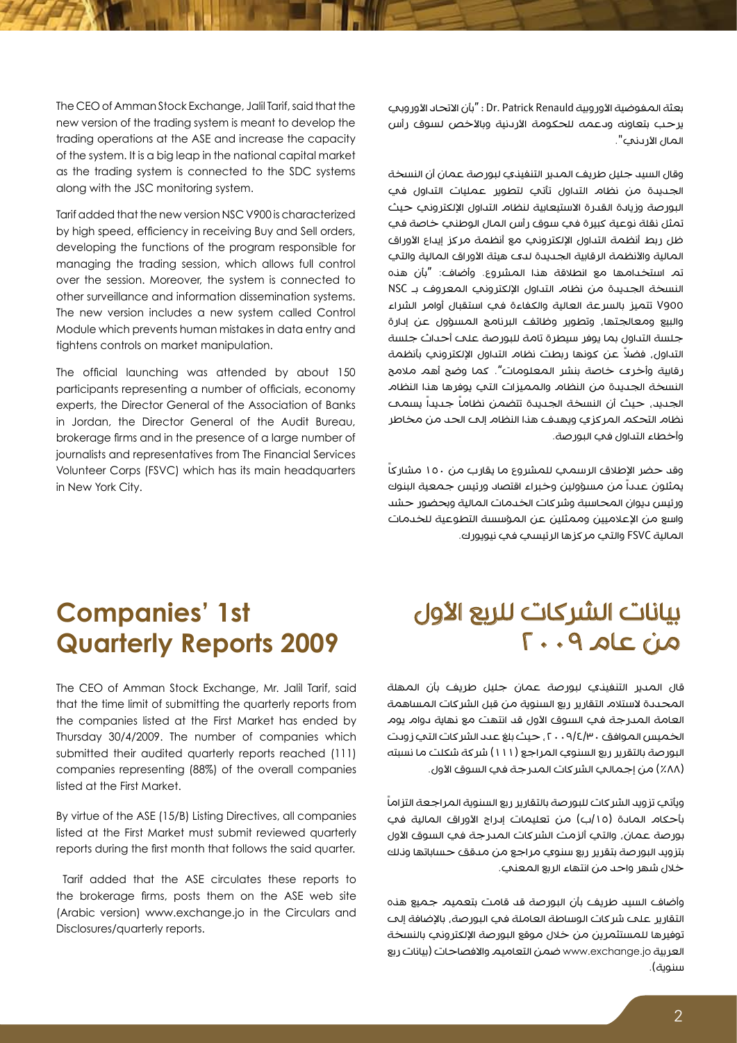The CEO of Amman Stock Exchange, Jalil Tarif, said that the new version of the trading system is meant to develop the trading operations at the ASE and increase the capacity of the system. It is a big leap in the national capital market as the trading system is connected to the SDC systems along with the JSC monitoring system.

Tarif added that the new version NSC V900 is characterized by high speed, efficiency in receiving Buy and Sell orders, developing the functions of the program responsible for managing the trading session, which allows full control over the session. Moreover, the system is connected to other surveillance and information dissemination systems. The new version includes a new system called Control Module which prevents human mistakes in data entry and tightens controls on market manipulation.

The official launching was attended by about 150 participants representing a number of officials, economy experts, the Director General of the Association of Banks in Jordan, the Director General of the Audit Bureau, brokerage firms and in the presence of a large number of journalists and representatives from The Financial Services Volunteer Corps (FSVC) which has its main headquarters in New York City.

بعثة المفوضية الأوروبية Dr. Patrick Renauld : "بأن الاتحاد الأوروبي يرحب بتعاونه ودعمه للحكومة الأردنية وبالأخص لسوق رأس المال الأردني".

وقال السيد جليل طريف المدير التنفيذي لبورصة عمان أن النسخة الجديدة من نظام التداول تأتي لتطوير عمليات التداول في البورصة وزيادة القدرة الاستيعابية لنظام التداول الإلكتروني حيث تمثل نقلة نوعية كبيرة في سوق رأس المال الوطني خاصة في ظل ربط أنظمة التداول الإلكتروني مع أنظمة مركز إيداع الأوراق المالية والأنظمة الرقابية الجديدة لدى هيئة الأوراق المالية والتي تم استخدامها مع انطلاقة هذا المشروع. وأضاف: "بأن هذه النسخة الجديدة من نظام التداول الإلكتروني المعروف بـ NSC V900 تتميز بالسرعة العالية والكفاءة في استقبال أوامر الشراء والبيع ومعالجتها، وتطوير وظائف البرنامج المسؤول عن إدارة جلسة التداول بما يوفر سيطرة تامة للبورصة على أحداث جلسة التداول، فضلاً عن كونها ربطت نظام التداول الإلكتروني بأنظمة رقابية وأخرى خاصة بنشر المعلومات". كما وضح أهم ملامح النسخة الجديدة من النظام والمميزات التي يوفرها هذا النظام الجديد، حيث أن النسخة الجديدة تتضمن نظاماً جديداً يسمى نظام التحكم المركزي ويهدف هذا النظام إلى الحد من مخاطر وأخطاء التداول في البورصة.

وقد حضر الإطلاق الرسمي للمشروع ما يقارب من ١٥٠ مشاركاً يمثلون عدداً من مسؤولين وخبراء اقتصاد ورئيس جمعية البنوك ورئيس ديوان المحاسبة وشركات الخدمات المالية وبحضور حشد واسع من الإعلاميين وممثلين عن المؤسسة التطوعية للخدمات المالية FSVC والتي مركزها الرئيسي في نيويورك.

## Companies' 1st Quarterly Reports 2009

The CEO of Amman Stock Exchange, Mr. Jalil Tarif, said that the time limit of submitting the quarterly reports from the companies listed at the First Market has ended by Thursday 30/4/2009. The number of companies which submitted their audited quarterly reports reached (111) companies representing (88%) of the overall companies listed at the First Market.

By virtue of the ASE (15/B) Listing Directives, all companies listed at the First Market must submit reviewed quarterly reports during the first month that follows the said quarter.

Tarif added that the ASE circulates these reports to the brokerage firms, posts them on the ASE web site (Arabic version) www.exchange.jo in the Circulars and Disclosures/quarterly reports.

## بيانات الشركات للربع الأول من عام ٢٠٠٩

قال المدير التنفيذي لبورصة عمان جليل طريف بأن المهلة المحددة لاستلام التقارير ربع السنوية من قبل الشركات المساهمة العامة المدرجة في السوق الأول قد انتهت مع نهاية دوام يوم الخميس الموافق ٢٠٠٩/٤/٣٠، حيث بلغ عدد الشركات التي زودت البورصة بالتقرير ربع السنوي المراجع (١١١) شركة شكلت ما نسبته (٨٨٪) من إجمالي الشركات المدرجة في السوق الأول.

ويأتي تزويد الشركات للبورصة بالتقارير ربع السنوية المراجعة التزاماً بأحكام المادة (١٥/ب) من تعليمات إدراج الأوراق المالية في بورصة عمان، والتي ألزمت الشركات المدرجة في السوق الأول بتزويد البورصة بتقرير ربع سنوي مراجع من مدقق حساباتها وذلك خلال شهر واحد من انتهاء الربع المعني.

وأضاف السيد طريف بأن البورصة قد قامت بتعميم جميع هذه التقارير على شركات الوساطة العاملة في البورصة، بالإضافة إلى توفيرها للمستثمرين من خلال موقع البورصة الإلكتروني بالنسخة العربية www.exchange.jo ضمن التعاميم والافصاحات (بيانات ربع سنوية).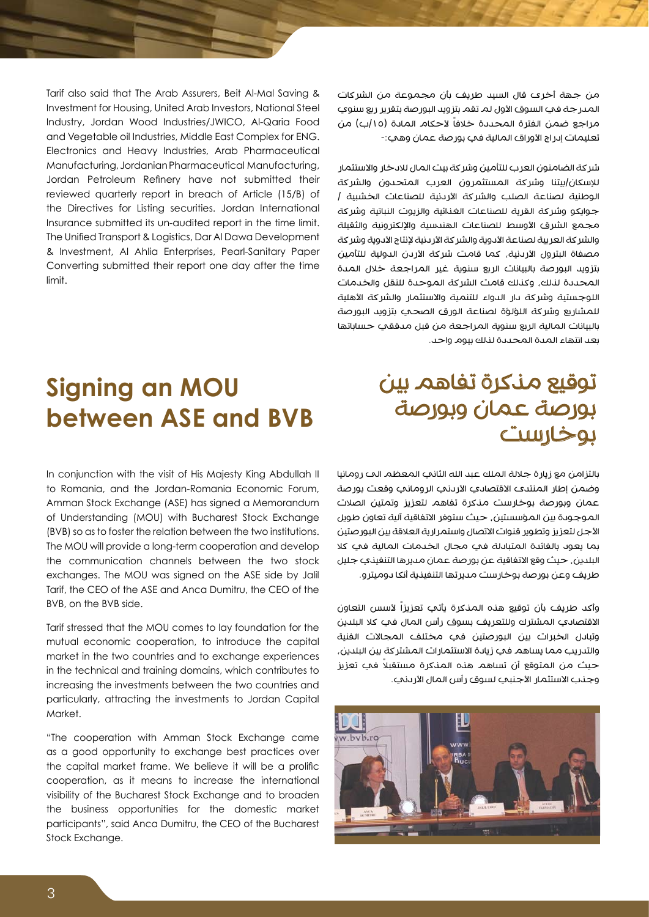Tarif also said that The Arab Assurers, Beit Al-Mal Saving & Investment for Housing, United Arab Investors, National Steel Industry, Jordan Wood Industries/JWICO, Al-Qaria Food and Vegetable oil Industries, Middle East Complex for ENG. Electronics and Heavy Industries, Arab Pharmaceutical Manufacturing, Jordanian Pharmaceutical Manufacturing, Jordan Petroleum Refinery have not submitted their reviewed quarterly report in breach of Article (15/B) of the Directives for Listing securities. Jordan International Insurance submitted its un-audited report in the time limit. The Unified Transport & Logistics, Dar Al Dawa Development & Investment, Al Ahlia Enterprises, Pearl-Sanitary Paper Converting submitted their report one day after the time limit.

من جهة أخرى قال السيد طريف بأن مجموعة من الشركات المدرجة في السوق الأول لم تقم بتزويد البورصة بتقرير ربع سنوي مراجع ضمن الفترة المحددة خلافاً لأحكام المادة (١٥/ب) من تعليمات إدراج الأوراق المالية في بورصة عمان وهي:-

شركة الضامنون العرب للتأمين وشركة بيت المال للادخار والاستثمار للإسكان/بيتنا وشركة المستثمرون العرب المتحدون والشركة الوطنية لصناعة الصلب والشركة الأردنية للصناعات الخشبية / جوايكو وشركة القرية للصناعات الغذائية والزيوت النباتية وشركة مجمع الشرق الأوسط للصناعات الهندسية والإلكترونية والثقيلة والشركة العربية لصناعة الأدوية والشركة الأردنية لإنتاج الأدوية وشركة مصفاة البترول الأردنية، كما قامت شركة الأردن الدولية للتأمين بتزويد البورصة بالبيانات الربع سنوية غير المراجعة خلال المدة المحددة لذلك، وكذلك قامت الشركة الموحدة للنقل والخدمات اللوجستية وشركة دار الدواء للتنمية والاستثمار والشركة الأهلية للمشاريع وشركة اللؤلؤة لصناعة الورق الصحي بتزويد البورصة بالبيانات المالية الربع سنوية المراجعة من قبل مدققي حساباتها بعد انتهاء المدة المحددة لذلك بيوم واحد.

## Signing an MOU between ASE and BVB

In conjunction with the visit of His Majesty King Abdullah II to Romania, and the Jordan-Romania Economic Forum, Amman Stock Exchange (ASE) has signed a Memorandum of Understanding (MOU) with Bucharest Stock Exchange (BVB) so as to foster the relation between the two institutions. The MOU will provide a long-term cooperation and develop the communication channels between the two stock exchanges. The MOU was signed on the ASE side by Jalil Tarif, the CEO of the ASE and Anca Dumitru, the CEO of the BVB, on the BVB side.

Tarif stressed that the MOU comes to lay foundation for the mutual economic cooperation, to introduce the capital market in the two countries and to exchange experiences in the technical and training domains, which contributes to increasing the investments between the two countries and particularly, attracting the investments to Jordan Capital Market.

"The cooperation with Amman Stock Exchange came as a good opportunity to exchange best practices over the capital market frame. We believe it will be a prolific cooperation, as it means to increase the international visibility of the Bucharest Stock Exchange and to broaden the business opportunities for the domestic market participants", said Anca Dumitru, the CEO of the Bucharest Stock Exchange.

## توقيع مذكرة تفاهم بين بورصة عمان وبورصة بوخارست

بالتزامن مع زيارة جلالة الملك عبد الله الثاني المعظم الى رومانيا وضمن إطار المنتدى الاقتصادي الأردني الروماني وقعت بورصة عمان وبورصة بوخارست مذكرة تفاهم لتعزيز وتمتين الصلات الموجودة بين المؤسستين، حيث ستوفر الاتفاقية آلية تعاون طويل الأجل لتعزيز وتطوير قنوات الاتصال واستمرارية العلاقة بين البورصتين بما يعود بالفائدة المتبادلة في مجال الخدمات المالية في كلا البلدين، حيث وقع الاتفاقية عن بورصة عمان مديرها التنفيذي جليل طريف وعن بورصة بوخارست مديرتها التنفيذية أنكا دوميترو.

وأكد طريف بأن توقيع هذه المذكرة يأتي تعزيزاً لأسس التعاون الاقتصادي المشترك وللتعريف بسوق رأس المال في كلا البلدين وتبادل الخبرات بين البورصتين في مختلف المجالات الفنية والتدريب مما يساهم في زيادة الاستثمارات المشتركة بين البلدين، حيث من المتوقع أن تساهم هذه المذكرة مستقبلاً في تعزيز وجذب الاستثمار الأجنبي لسوق رأس المال الأردني.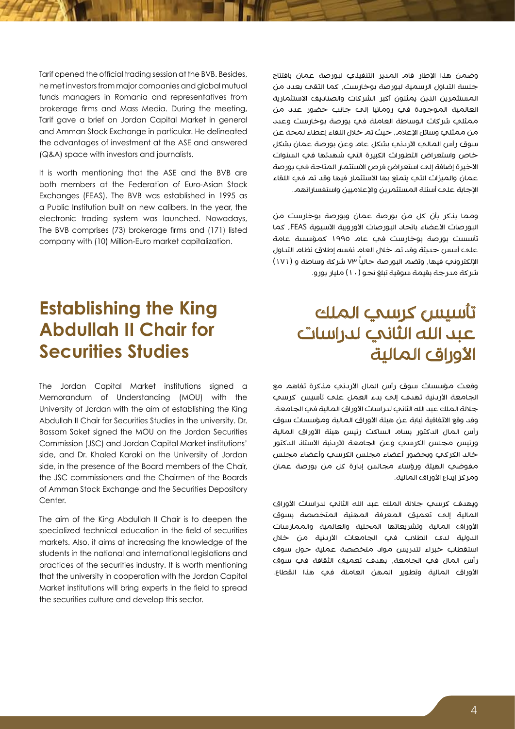Tarif opened the official trading session at the BVB. Besides, he met investors from major companies and global mutual funds managers in Romania and representatives from brokerage firms and Mass Media. During the meeting, Tarif gave a brief on Jordan Capital Market in general and Amman Stock Exchange in particular. He delineated the advantages of investment at the ASE and answered (Q&A) space with investors and journalists.

It is worth mentioning that the ASE and the BVB are both members at the Federation of Euro-Asian Stock Exchanges (FEAS). The BVB was established in 1995 as a Public Institution built on new calibers. In the year, the electronic trading system was launched. Nowadays, The BVB comprises (73) brokerage firms and (171) listed company with (10) Million-Euro market capitalization.

وضمن هذا الإطار قام المدير التنفيذي لبورصة عمان بافتتاح جلسة التداول الرسمية لبورصة بوخارست, كما التقى بعدد من المستثمرين الذين يمثلون أكبر الشركات والصناديق الاستثمارية العالمية الموجودة في رومانيا إلى جانب حضور عدد من ممثلي شركات الوساطة العاملة في بورصة بوخارست وعدد من ممثلي وسائل الإعلام, حيث تم خلال اللقاء إعطاء لمحة عن سوق رأس المالي الأردني بشكل عام وعن بورصة عمان بشكل خاص واستعراض التطورات الكبيرة التي شهدتها في السنوات الأخيرة إضافة إلى استعراض فرص الاستثمار المتاحة في بورصة عمان والميزات التي يتمتع بها الاستثمار فيها وقد تم في اللقاء الإجابة على أسئلة المستثمرين والإعلاميين واستفساراتهم.

ومما يذكر بأن كل من بورصة عمان وبورصة بوخارست من البورصات الاعضاء باتحاد البورصات الاوروبية الاسيوية FEAS, كما تأسست بورصة بوخارست في عام ١٩٩٥ كمؤسسة عامة على أسس حديثة وقد تم خلال العام نفسه إطلاق نظام التداول الإلكتروني فيها, وتضم البورصة حالياً ٧٣ شركة وساطة و (١٧١) شركة مدرجة بقيمة سوقية تبلغ نحو (١٠) مليار يورو.

## Establishing the King Abdullah II Chair for Securities Studies

The Jordan Capital Market institutions signed a Memorandum of Understanding (MOU) with the University of Jordan with the aim of establishing the King Abdullah II Chair for Securities Studies in the university. Dr. Bassam Saket signed the MOU on the Jordan Securities Commission (JSC) and Jordan Capital Market institutions' side, and Dr. Khaled Karaki on the University of Jordan side, in the presence of the Board members of the Chair, the JSC commissioners and the Chairmen of the Boards of Amman Stock Exchange and the Securities Depository Center.

The aim of the King Abdullah II Chair is to deepen the specialized technical education in the field of securities markets. Also, it aims at increasing the knowledge of the students in the national and international legislations and practices of the securities industry. It is worth mentioning that the university in cooperation with the Jordan Capital Market institutions will bring experts in the field to spread the securities culture and develop this sector.

## تأسيس كرسي الملك عبد الله الثاني لدراسات الأوراق المالية

وقعت مؤسسات سوق رأس المال الأردني مذكرة تفاهم مع الجامعة الأردنية تهدف إلى بدء العمل على تأسيس كرسي جلالة الملك عبد الله الثاني لدراسات الأوراق المالية في الجامعة. وقد وقع الاتفاقية نيابة عن هيئة الأوراق المالية ومؤسسات سوق رأس المال الدكتور بسام الساكت رئيس هيئة الأوراق المالية ورئيس مجلس الكرسي وعن الجامعة الأردنية الأستاذ الدكتور خالد الكركي وبحضور أعضاء مجلس الكرسي وأعضاء مجلس مفوضي الهيئة ورؤساء مجالس إدارة كل من بورصة عمان ومركز إيداع الأوراق المالية.

ويهدف كرسي جلالة الملك عبد الله الثاني لدراسات الأوراق المالية إلى تعميق المعرفة المهنية المتخصصة بسوق الأوراق المالية وتشريعاتها المحلية والعالمية والممارسات الدولية لدى الطلاب في الجامعات الأردنية من خلال استقطاب خبراء لتدريس مواد متخصصة عملية حول سوق رأس المال في الجامعة, بهدف تعميق الثقافة في سوق الأوراق المالية وتطوير المهن العاملة في هذا القطاع.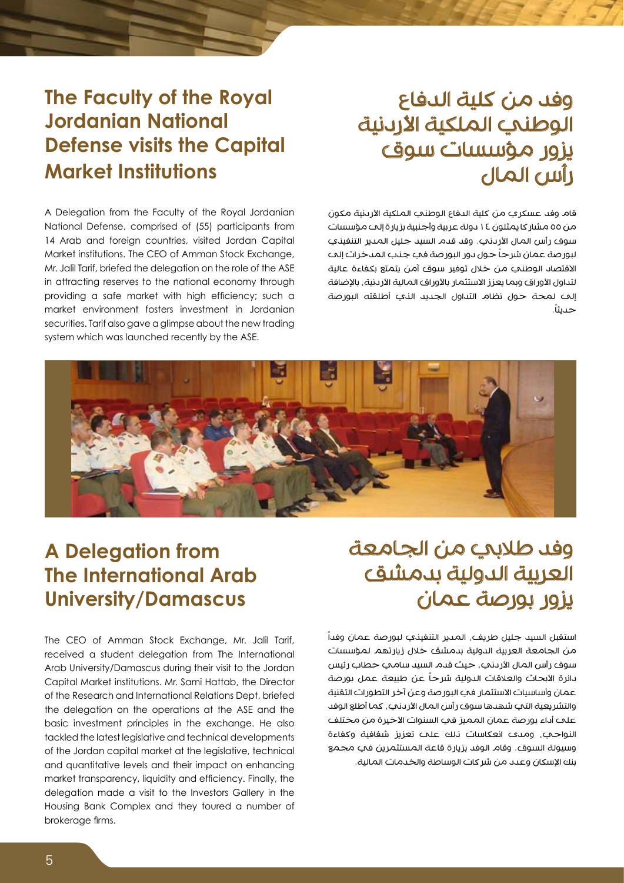## The Faculty of the Royal Jordanian National Defense visits the Capital Market Institutions

A Delegation from the Faculty of the Royal Jordanian National Defense, comprised of (55) participants from 14 Arab and foreign countries, visited Jordan Capital Market institutions. The CEO of Amman Stock Exchange, Mr. Jalil Tarif, briefed the delegation on the role of the ASE in attracting reserves to the national economy through providing a safe market with high efficiency; such a market environment fosters investment in Jordanian securities. Tarif also gave a glimpse about the new trading system which was launched recently by the ASE.

## وفد من كلية الدفاع الوطني الملكية الأردنية يزور مؤسسات سوق رأس المال

قام وفد عسكري من كلية الدفاع الوطني الملكية الأردنية مكون من ٥٥ مشاركا يمثلون ١٤ دولة عربية وأجنبية بزيارة إلى مؤسسات سوق رأس المال الأردني. وقد قدم السيد جليل المدير التنفيذي لبورصة عمان شرحاً حول دور البورصة في جذب المدخرات إلى الاقتصاد الوطني من خلال توفير سوق آمن يتمتع بكفاءة عالية لتداول الأوراق وبما يعزز الاستثمار بالأوراق المالية الأردنية، بالإضافة إلى لمحة حول نظام التداول الجديد الذي أطلقته البورصة حديثاً.

## A Delegation from The International Arab University/Damascus

The CEO of Amman Stock Exchange, Mr. Jalil Tarif, received a student delegation from The International Arab University/Damascus during their visit to the Jordan Capital Market institutions. Mr. Sami Hattab, the Director of the Research and International Relations Dept, briefed the delegation on the operations at the ASE and the basic investment principles in the exchange. He also tackled the latest legislative and technical developments of the Jordan capital market at the legislative, technical and quantitative levels and their impact on enhancing market transparency, liquidity and efficiency. Finally, the delegation made a visit to the Investors Gallery in the Housing Bank Complex and they toured a number of brokerage firms.

## وفد طلابي من الجامعة العربية الدولية بدمشق يزور بورصة عمان

استقبل السيد جليل طريف، المدير التنفيذي لبورصة عمان وفداً من الجامعة العربية الدولية بدمشق خلال زيارتهم لمؤسسات سوق رأس المال الأردني، حيث قدم السيد سامي حطاب رئيس دائرة الأبحاث والعلاقات الدولية شرحاً عن طبيعة عمل بورصة عمان وأساسيات الاستثمار في البورصة وعن آخر التطورات التقنية والتشريعية التي شهدها سوق رأس المال الأردني، كما أطلع الوفد على أداء بورصة عمان المميز في السنوات الأخيرة من مختلف النواحي، ومدى انعكاسات ذلك على تعزيز شفافية وكفاءة وسيولة السوق. وقام الوفد بزيارة قاعة المستثمرين في مجمع بنك الإسكان وعدد من شركات الوساطة والخدمات المالية.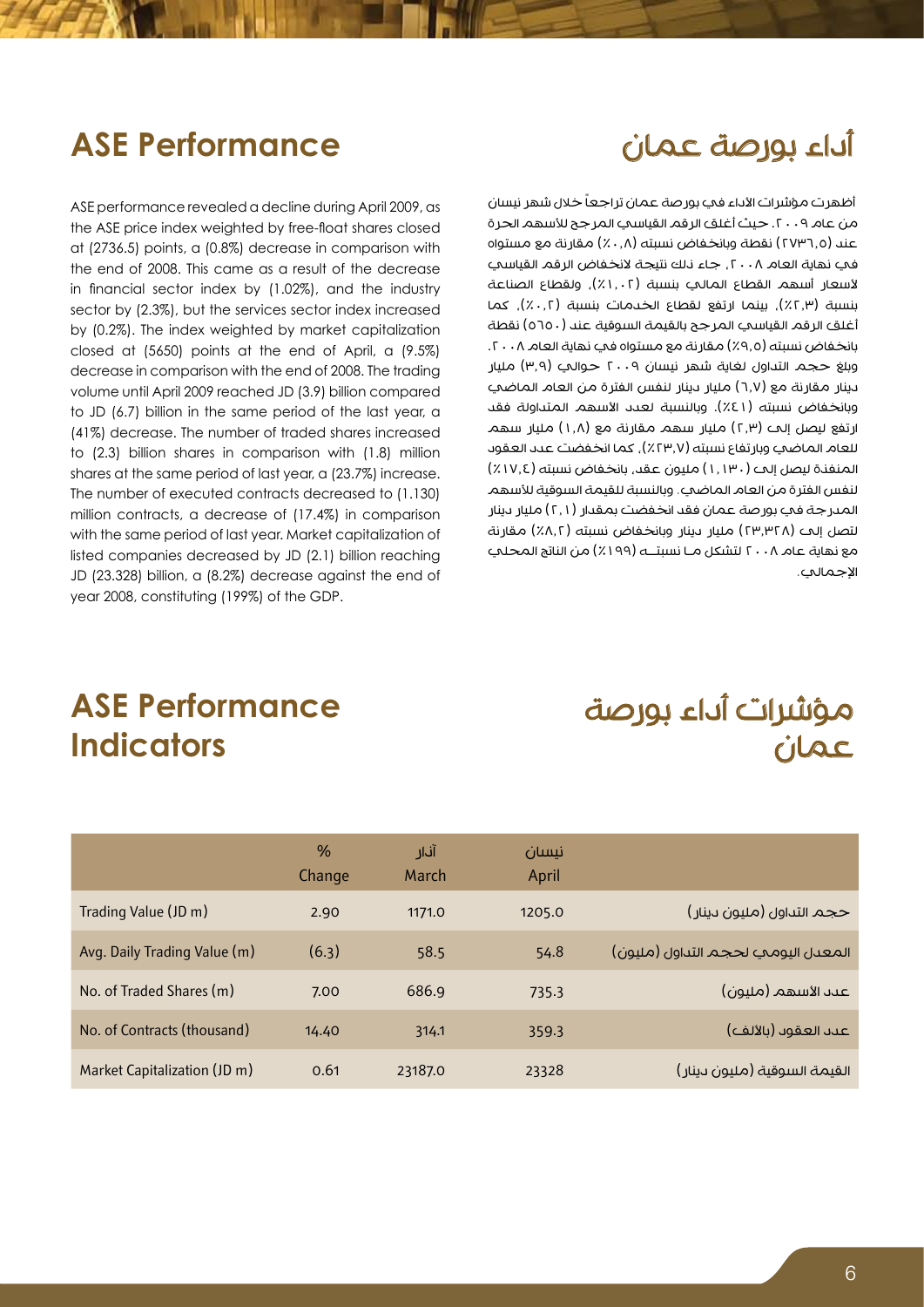## ASE Performance

ASE performance revealed a decline during April 2009, as the ASE price index weighted by free-float shares closed at (2736.5) points, a (0.8%) decrease in comparison with the end of 2008. This came as a result of the decrease in financial sector index by (1.02%), and the industry sector by (2.3%), but the services sector index increased by (0.2%). The index weighted by market capitalization closed at (5650) points at the end of April, a (9.5%) decrease in comparison with the end of 2008. The trading volume until April 2009 reached JD (3.9) billion compared to JD (6.7) billion in the same period of the last year, a (41%) decrease. The number of traded shares increased to (2.3) billion shares in comparison with (1.8) million shares at the same period of last year, a (23.7%) increase. The number of executed contracts decreased to (1.130) million contracts, a decrease of (17.4%) in comparison with the same period of last year. Market capitalization of listed companies decreased by JD (2.1) billion reaching JD (23.328) billion, a (8.2%) decrease against the end of year 2008, constituting (199%) of the GDP.

## أداء بورصة عمان

أظهرت مؤشرات الاداء في بورصة عمان تراجعاً خلال شهر نيسان من عام ٢٠٠٩. حيث أغلق الرقم القياسي المرجح للأسهم الحرة عند (٢٧٣٦,٥) نقطة وبانخفاض نسبته (٠,٨٪) مقارنة مع مستواه في نهاية العام ٢٠٠٨، جاء ذلك نتيجة لانخفاض الرقم القياسي لأسعار أسهم القطاع المالي بنسبة (١,٠٢٪)، ولقطاع الصناعة بنسبة (٢,٣٪)، بينما ارتفع لقطاع الخدمات بنسبة (٠,٢٪)، كما أغلق الرقم القياسي المرجح بالقيمة السوقية عند (٥٦٥٠) نقطة بانخفاض نسبته (٩,٥٪) مقارنة مع مستواه في نهاية العام ٢٠٠٨. وبلغ حجم التداول لغاية شهر نيسان ٢٠٠٩ حوالي (٣,٩) مليار دينار مقارنة مع (٦,٧) مليار دينار لنفس الفترة من العام الماضي وبانخفاض نسبته (٤١٪). وبالنسبة لعدد الأسهم المتداولة فقد ارتفع ليصل إلى (٢,٣) مليار سهم مقارنة مع (١,٨) مليار سهم للعام الماضي وبارتفاع نسبته (٢٣,٧٪)، كما انخفضت عدد العقود المنفذة ليصل إلى (١,١٣٠) مليون عقد، بانخفاض نسبته (١٧,٤٪) لنفس الفترة من العام الماضي. وبالنسبة للقيمة السوقية للأسهم المدرجة في بورصة عمان فقد انخفضت بمقدار (٢,١) مليار دينار لتصل إلى (٢٣,٣٢٨) مليار دينار وبانخفاض نسبته (٨,٢٪) مقارنة مع نهاية عام ٢٠٠٨ لتشكل مــا نسبتــه (١٩٩٪) من الناتج المحلي الإجمالي.

## ASE Performance Indicators

## مؤشرات أداء بورصة عمان

| | % Change | آذار March | نيسان April | |
|---|---|---|---|---|
| Trading Value (JD m) | 2.90 | 1171.0 | 1205.0 | حجم التداول (مليون دينار) |
| Avg. Daily Trading Value (m) | (6.3) | 58.5 | 54.8 | المعدل اليومي لحجم التداول (مليون) |
| No. of Traded Shares (m) | 7.00 | 686.9 | 735.3 | عدد الأسهم (مليون) |
| No. of Contracts (thousand) | 14.40 | 314.1 | 359.3 | عدد العقود (بالالف) |
| Market Capitalization (JD m) | 0.61 | 23187.0 | 23328 | القيمة السوقية (مليون دينار) |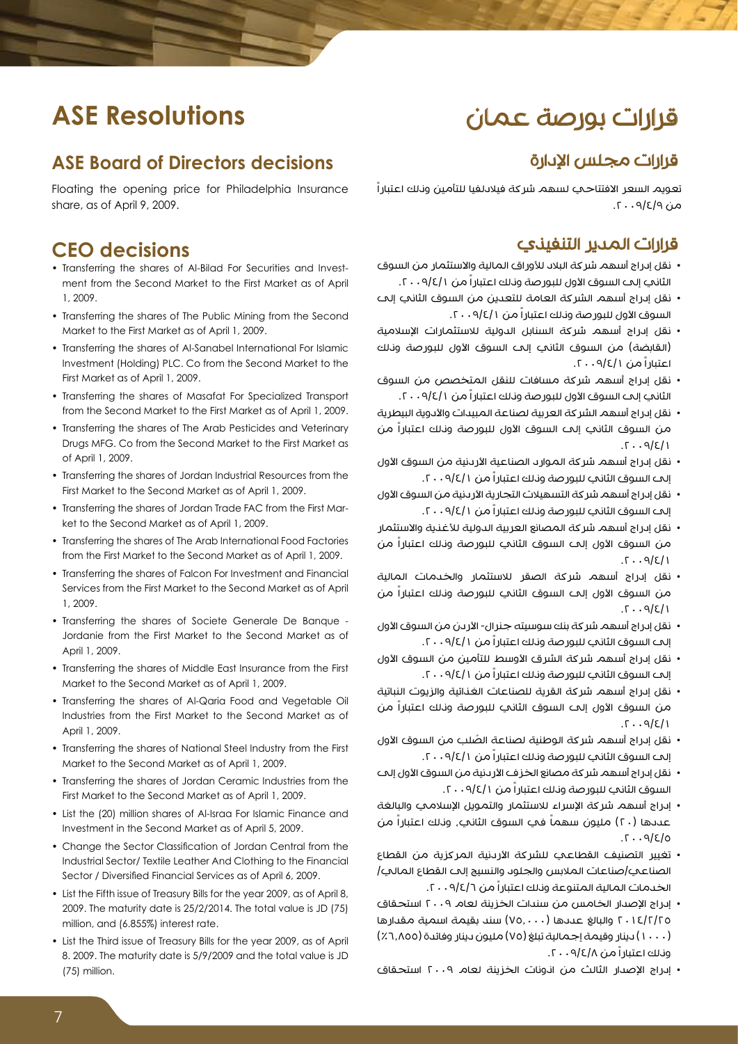# ASE Resolutions

## ASE Board of Directors decisions

Floating the opening price for Philadelphia Insurance share, as of April 9, 2009.

## CEO decisions

- Transferring the shares of Al-Bilad For Securities and Investment from the Second Market to the First Market as of April 1, 2009.
- Transferring the shares of The Public Mining from the Second Market to the First Market as of April 1, 2009.
- Transferring the shares of Al-Sanabel International For Islamic Investment (Holding) PLC. Co from the Second Market to the First Market as of April 1, 2009.
- Transferring the shares of Masafat For Specialized Transport from the Second Market to the First Market as of April 1, 2009.
- Transferring the shares of The Arab Pesticides and Veterinary Drugs MFG. Co from the Second Market to the First Market as of April 1, 2009.
- Transferring the shares of Jordan Industrial Resources from the First Market to the Second Market as of April 1, 2009.
- Transferring the shares of Jordan Trade FAC from the First Market to the Second Market as of April 1, 2009.
- Transferring the shares of The Arab International Food Factories from the First Market to the Second Market as of April 1, 2009.
- Transferring the shares of Falcon For Investment and Financial Services from the First Market to the Second Market as of April 1, 2009.
- Transferring the shares of Societe Generale De Banque - Jordanie from the First Market to the Second Market as of April 1, 2009.
- Transferring the shares of Middle East Insurance from the First Market to the Second Market as of April 1, 2009.
- Transferring the shares of Al-Qaria Food and Vegetable Oil Industries from the First Market to the Second Market as of April 1, 2009.
- Transferring the shares of National Steel Industry from the First Market to the Second Market as of April 1, 2009.
- Transferring the shares of Jordan Ceramic Industries from the First Market to the Second Market as of April 1, 2009.
- List the (20) million shares of Al-Israa For Islamic Finance and Investment in the Second Market as of April 5, 2009.
- Change the Sector Classification of Jordan Central from the Industrial Sector/ Textile Leather And Clothing to the Financial Sector / Diversified Financial Services as of April 6, 2009.
- List the Fifth issue of Treasury Bills for the year 2009, as of April 8, 2009. The maturity date is 25/2/2014. The total value is JD (75) million, and (6.855%) interest rate.
- List the Third issue of Treasury Bills for the year 2009, as of April 8. 2009. The maturity date is 5/9/2009 and the total value is JD (75) million.

# قرارات بورصة عمان

## قرارات مجلس الإدارة

تعويم السعر الافتتاحي لسهم شركة فيلادلفيا للتأمين وذلك اعتباراً من ٢٠٠٩/٤/٩.

## قرارات المدير التنفيذي

- نقل إدراج أسهم شركة البلاد للأوراق المالية والاستثمار من السوق الثاني إلى السوق الأول للبورصة وذلك اعتباراً من ٢٠٠٩/٤/١.
- نقل إدراج أسهم الشركة العامة للتعدين من السوق الثاني إلى السوق الأول للبورصة وذلك اعتباراً من ٢٠٠٩/٤/١.
- نقل إدراج أسهم شركة السنابل الدولية للاستثمارات الإسلامية (القابضة) من السوق الثاني إلى السوق الأول للبورصة وذلك اعتباراً من ٢٠٠٩/٤/١.
- نقل إدراج أسهم شركة مسافات للنقل المتخصص من السوق الثاني إلى السوق الأول للبورصة وذلك اعتباراً من ٢٠٠٩/٤/١.
- نقل إدراج أسهم الشركة العربية لصناعة المبيدات والأدوية البيطرية من السوق الثاني إلى السوق الأول للبورصة وذلك اعتباراً من ٢٠٠٩/٤/١.
- نقل إدراج أسهم شركة الموارد الصناعية الأردنية من السوق الأول إلى السوق الثاني للبورصة وذلك اعتباراً من ٢٠٠٩/٤/١.
- نقل إدراج أسهم شركة التسهيلات التجارية الأردنية من السوق الأول إلى السوق الثاني للبورصة وذلك اعتباراً من ٢٠٠٩/٤/١.
- نقل إدراج أسهم شركة المصانع العربية الدولية للأغذية والاستثمار من السوق الأول إلى السوق الثاني للبورصة وذلك اعتباراً من ٢٠٠٩/٤/١.
- نقل إدراج أسهم شركة الصقر للاستثمار والخدمات المالية من السوق الأول إلى السوق الثاني للبورصة وذلك اعتباراً من ٢٠٠٩/٤/١.
- نقل إدراج أسهم شركة بنك سوسيته جنرال- الأردن من السوق الأول إلى السوق الثاني للبورصة وذلك اعتباراً من ٢٠٠٩/٤/١.
- نقل إدراج أسهم شركة الشرق الأوسط للتأمين من السوق الأول إلى السوق الثاني للبورصة وذلك اعتباراً من ٢٠٠٩/٤/١.
- نقل إدراج أسهم شركة القرية للصناعات الغذائية والزيوت النباتية من السوق الأول إلى السوق الثاني للبورصة وذلك اعتباراً من ٢٠٠٩/٤/١.
- نقل إدراج أسهم شركة الوطنية لصناعة الصُلب من السوق الأول إلى السوق الثاني للبورصة وذلك اعتباراً من ٢٠٠٩/٤/١.
- نقل إدراج أسهم شركة مصانع الخزف الأردنية من السوق الأول إلى السوق الثاني للبورصة وذلك اعتباراً من ٢٠٠٩/٤/١.
- إدراج أسهم شركة الإسراء للاستثمار والتمويل الإسلامي والبالغة عددها (٢٠) مليون سهماً في السوق الثاني، وذلك اعتباراً من ٢٠٠٩/٤/٥.
- تغيير التصنيف القطاعي للشركة الأردنية المركزية من القطاع الصناعي/صناعات الملابس والجلود والنسيج إلى القطاع المالي/ الخدمات المالية المتنوعة وذلك اعتباراً من ٢٠٠٩/٤/٦.
- إدراج الإصدار الخامس من سندات الخزينة لعام ٢٠٠٩ استحقاق ٢٠١٤/٢/٢٥ والبالغ عددها (٧٥,٠٠٠) سند بقيمة اسمية مقدارها (١٠٠٠) دينار وقيمة إجمالية تبلغ (٧٥) مليون دينار وفائدة (٦,٨٥٥٪) وذلك اعتباراً من ٢٠٠٩/٤/٨.
- إدراج الإصدار الثالث من اذونات الخزينة لعام ٢٠٠٩ استحقاق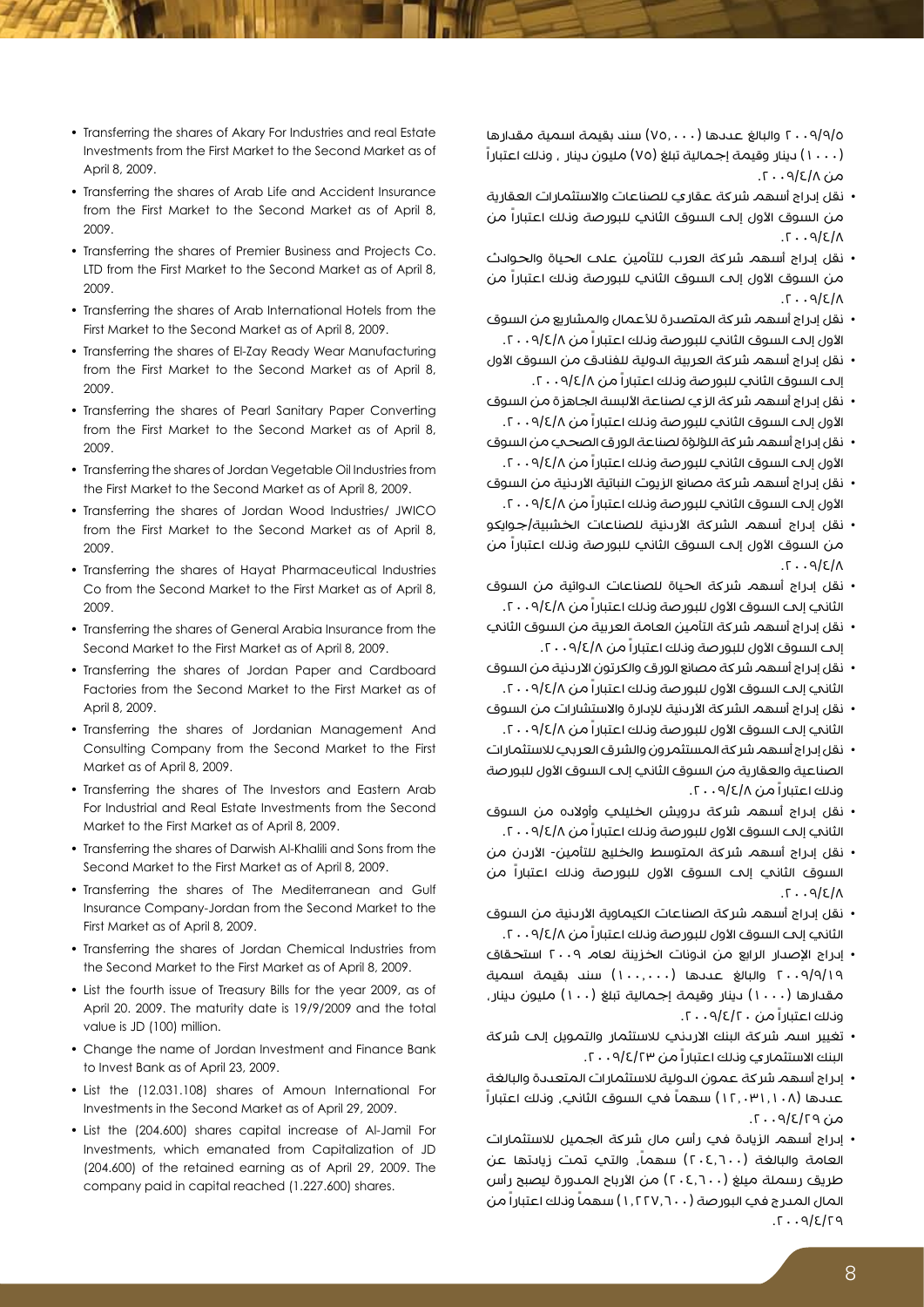- Transferring the shares of Akary For Industries and real Estate Investments from the First Market to the Second Market as of April 8, 2009.
- Transferring the shares of Arab Life and Accident Insurance from the First Market to the Second Market as of April 8, 2009.
- Transferring the shares of Premier Business and Projects Co. LTD from the First Market to the Second Market as of April 8, 2009.
- Transferring the shares of Arab International Hotels from the First Market to the Second Market as of April 8, 2009.
- Transferring the shares of El-Zay Ready Wear Manufacturing from the First Market to the Second Market as of April 8, 2009.
- Transferring the shares of Pearl Sanitary Paper Converting from the First Market to the Second Market as of April 8, 2009.
- Transferring the shares of Jordan Vegetable Oil Industries from the First Market to the Second Market as of April 8, 2009.
- Transferring the shares of Jordan Wood Industries/ JWICO from the First Market to the Second Market as of April 8, 2009.
- Transferring the shares of Hayat Pharmaceutical Industries Co from the Second Market to the First Market as of April 8, 2009.
- Transferring the shares of General Arabia Insurance from the Second Market to the First Market as of April 8, 2009.
- Transferring the shares of Jordan Paper and Cardboard Factories from the Second Market to the First Market as of April 8, 2009.
- Transferring the shares of Jordanian Management And Consulting Company from the Second Market to the First Market as of April 8, 2009.
- Transferring the shares of The Investors and Eastern Arab For Industrial and Real Estate Investments from the Second Market to the First Market as of April 8, 2009.
- Transferring the shares of Darwish Al-Khalili and Sons from the Second Market to the First Market as of April 8, 2009.
- Transferring the shares of The Mediterranean and Gulf Insurance Company-Jordan from the Second Market to the First Market as of April 8, 2009.
- Transferring the shares of Jordan Chemical Industries from the Second Market to the First Market as of April 8, 2009.
- List the fourth issue of Treasury Bills for the year 2009, as of April 20. 2009. The maturity date is 19/9/2009 and the total value is JD (100) million.
- Change the name of Jordan Investment and Finance Bank to Invest Bank as of April 23, 2009.
- List the (12.031.108) shares of Amoun International For Investments in the Second Market as of April 29, 2009.
- List the (204.600) shares capital increase of Al-Jamil For Investments, which emanated from Capitalization of JD (204.600) of the retained earning as of April 29, 2009. The company paid in capital reached (1.227.600) shares.

٢٠٠٩/٩/٥ والبالغ عددها (٧٥,٠٠٠) سند بقيمة اسمية مقدارها (١٠٠٠) دينار وقيمة إجمالية تبلغ (٧٥) مليون دينار ، وذلك اعتباراً من ٢٠٠٩/٤/٨.

- نقل إدراج أسهم شركة عقاري للصناعات والاستثمارات العقارية من السوق الأول إلى السوق الثاني للبورصة وذلك اعتباراً من ٢٠٠٩/٤/٨.
- نقل إدراج أسهم شركة العرب للتأمين على الحياة والحوادث من السوق الأول إلى السوق الثاني للبورصة وذلك اعتباراً من ٢٠٠٩/٤/٨.
- نقل إدراج أسهم شركة المتصدرة للأعمال والمشاريع من السوق الأول إلى السوق الثاني للبورصة وذلك اعتباراً من ٢٠٠٩/٤/٨.
- نقل إدراج أسهم شركة العربية الدولية للفنادق من السوق الأول إلى السوق الثاني للبورصة وذلك اعتباراً من ٢٠٠٩/٤/٨.
- نقل إدراج أسهم شركة الزي لصناعة الألبسة الجاهزة من السوق الأول إلى السوق الثاني للبورصة وذلك اعتباراً من ٢٠٠٩/٤/٨.
- نقل إدراج أسهم شركة اللؤلؤة لصناعة الورق الصحي من السوق الأول إلى السوق الثاني للبورصة وذلك اعتباراً من ٢٠٠٩/٤/٨.
- نقل إدراج أسهم شركة مصانع الزيوت النباتية الأردنية من السوق الأول إلى السوق الثاني للبورصة وذلك اعتباراً من ٢٠٠٩/٤/٨.
- نقل إدراج أسهم الشركة الأردنية للصناعات الخشبية/جوايكو من السوق الأول إلى السوق الثاني للبورصة وذلك اعتباراً من ٢٠٠٩/٤/٨.
- نقل إدراج أسهم شركة الحياة للصناعات الدوائية من السوق الثاني إلى السوق الأول للبورصة وذلك اعتباراً من ٢٠٠٩/٤/٨.
- نقل إدراج أسهم شركة التأمين العامة العربية من السوق الثاني إلى السوق الأول للبورصة وذلك اعتباراً من ٢٠٠٩/٤/٨.
- نقل إدراج أسهم شركة مصانع الورق والكرتون الاردنية من السوق الثاني إلى السوق الأول للبورصة وذلك اعتباراً من ٢٠٠٩/٤/٨.
- نقل إدراج أسهم الشركة الأردنية للإدارة والاستشارات من السوق الثاني إلى السوق الأول للبورصة وذلك اعتباراً من ٢٠٠٩/٤/٨.
- نقل إدراج أسهم شركة المستثمرون والشرق العربي للاستثمارات الصناعية والعقارية من السوق الثاني إلى السوق الأول للبورصة وذلك اعتباراً من ٢٠٠٩/٤/٨.
- نقل إدراج أسهم شركة درويش الخليلي وأولاده من السوق الثاني إلى السوق الأول للبورصة وذلك اعتباراً من ٢٠٠٩/٤/٨.
- نقل إدراج أسهم شركة المتوسط والخليج للتأمين- الأردن من السوق الثاني إلى السوق الأول للبورصة وذلك اعتباراً من ٢٠٠٩/٤/٨.
- نقل إدراج أسهم شركة الصناعات الكيماوية الأردنية من السوق الثاني إلى السوق الأول للبورصة وذلك اعتباراً من ٢٠٠٩/٤/٨.
- إدراج الإصدار الرابع من أذونات الخزينة لعام ٢٠٠٩ استحقاق ٢٠٠٩/٩/١٩ والبالغ عددها (١٠٠,٠٠٠) سند بقيمة اسمية مقدارها (١٠٠٠) دينار وقيمة إجمالية تبلغ (١٠٠) مليون دينار، وذلك اعتباراً من ٢٠٠٩/٤/٢٠.
- تغيير اسم شركة البنك الاردني للاستثمار والتمويل إلى شركة البنك الاستثماري وذلك اعتباراً من ٢٠٠٩/٤/٢٣.
- إدراج أسهم شركة عمون الدولية للاستثمارات المتعددة والبالغة عددها (١٢,٠٣١,١٠٨) سهماً في السوق الثاني، وذلك اعتباراً من ٢٠٠٩/٤/٢٩.
- إدراج أسهم الزيادة في رأس مال شركة الجميل للاستثمارات العامة والبالغة (٢٠٤,٦٠٠) سهماً، والتي تمت زيادتها عن طريق رسملة مبلغ (٢٠٤,٦٠٠) من الأرباح المدورة ليصبح رأس المال المدرج في البورصة (١,٢٢٧,٦٠٠) سهماً وذلك اعتباراً من ٢٠٠٩/٤/٢٩.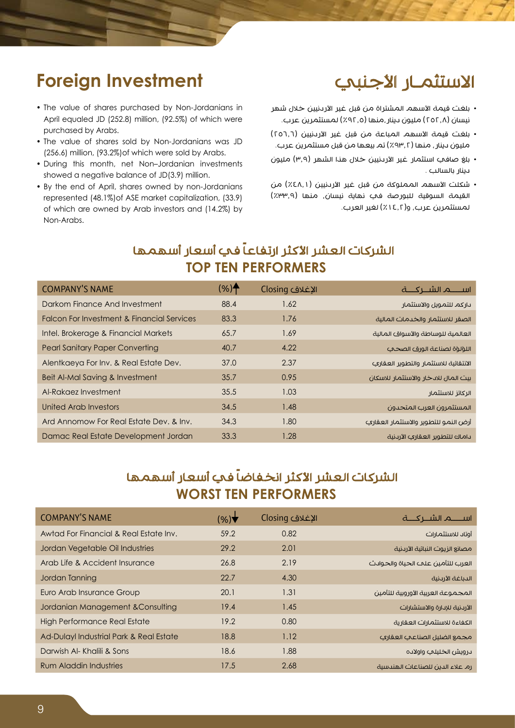## Foreign Investment

- The value of shares purchased by Non-Jordanians in April equaled JD (252.8) million, (92.5%) of which were purchased by Arabs.
- The value of shares sold by Non-Jordanians was JD (256.6) million, (93.2%)of which were sold by Arabs.
- During this month, net Non–Jordanian investments showed a negative balance of JD(3.9) million.
- By the end of April, shares owned by non-Jordanians represented (48.1%)of ASE market capitalization, (33.9) of which are owned by Arab investors and (14.2%) by Non-Arabs.

## الاستثمـار الأجنبي

- بلغت قيمة الاسهم المشتراة من قبل غير الاردنيين خلال شهر نيسان (٢٥٢,٨) مليون دينار,منها (٩٢,٥٪) لمستثمرين عرب.
- بلغت قيمة الاسهم المباعة من قبل غير الاردنيين (٢٥٦,٦) مليون دينار, منها (٩٣,٢٪) تم بيعها من قبل مستثمرين عرب.
- بلغ صافي استثمار غير الاردنيين خلال هذا الشهر (٣,٩) مليون دينار بالسالب .
- شكلت الاسهم المملوكة من قبل غير الاردنيين (٤٨,١٪) من القيمة السوقية للبورصة في نهاية نيسان، منها (٣٣,٩٪) لمستثمرين عرب، و(١٤,٢٪) لغير العرب.

## الشركات العشر الاكثر ارتفاعاً في أسعار أسهمها
## TOP TEN PERFORMERS

| COMPANY'S NAME | (%)▲ | الإغلاق Closing | اســـم الشـركـــة |
|---|---|---|---|
| Darkom Finance And Investment | 88.4 | 1.62 | داركم للتمويل والاستثمار |
| Falcon For Investment & Financial Services | 83.3 | 1.76 | الصقر للاستثمار والخدمات المالية |
| Intel. Brokerage & Financial Markets | 65.7 | 1.69 | العالمية للوساطة والأسواق المالية |
| Pearl Sanitary Paper Converting | 40.7 | 4.22 | اللؤلؤة لصناعة الورق الصحي |
| Alentkaeya For Inv. & Real Estate Dev. | 37.0 | 2.37 | الانتقائية للاستثمار والتطوير العقاري |
| Beit Al-Mal Saving & Investment | 35.7 | 0.95 | بيت المال للادخار والاستثمار للاسكان |
| Al-Rakaez Investment | 35.5 | 1.03 | الركائز للاستثمار |
| United Arab Investors | 34.5 | 1.48 | المستثمرون العرب المتحدون |
| Ard Annomow For Real Estate Dev. & Inv. | 34.3 | 1.80 | أرض النمو للتطوير والاستثمار العقاري |
| Damac Real Estate Development Jordan | 33.3 | 1.28 | داماك للتطوير العقاري الأردنية |

## الشركات العشر الاكثر انخفاضاً في أسعار أسهمها
## WORST TEN PERFORMERS

| COMPANY'S NAME | (%)▼ | الإغلاق Closing | اســـم الشـركـــة |
|---|---|---|---|
| Awtad For Financial & Real Estate Inv. | 59.2 | 0.82 | أوتاد للاستثمارات |
| Jordan Vegetable Oil Industries | 29.2 | 2.01 | مصانع الزيوت النباتية الأردنية |
| Arab Life & Accident Insurance | 26.8 | 2.19 | العرب للتأمين على الحياة والحوادث |
| Jordan Tanning | 22.7 | 4.30 | الدباغة الأردنية |
| Euro Arab Insurance Group | 20.1 | 1.31 | المجموعة العربية الأوروبية للتأمين |
| Jordanian Management &Consulting | 19.4 | 1.45 | الأردنية للإدارة والاستشارات |
| High Performance Real Estate | 19.2 | 0.80 | الكفاءة للاستثمارات العقارية |
| Ad-Dulayl Industrial Park & Real Estate | 18.8 | 1.12 | مجمع الضليل الصناعي العقاري |
| Darwish Al- Khalili & Sons | 18.6 | 1.88 | درويش الخليلي واولاده |
| Rum Aladdin Industries | 17.5 | 2.68 | رم علاء الدين للصناعات الهندسية |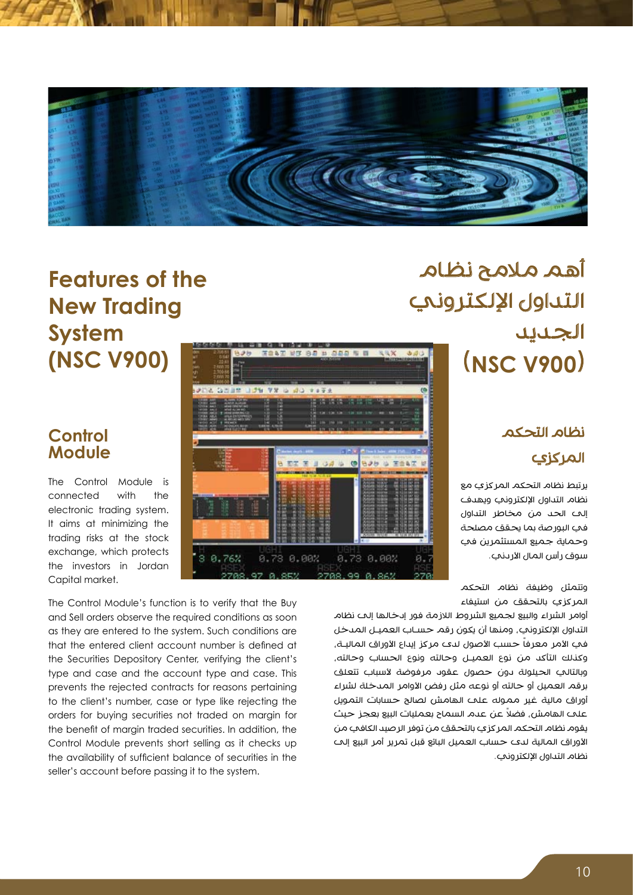# Features of the New Trading System (NSC V900)

## Control Module

The Control Module is connected with the electronic trading system. It aims at minimizing the trading risks at the stock exchange, which protects the investors in Jordan Capital market.

The Control Module's function is to verify that the Buy and Sell orders observe the required conditions as soon as they are entered to the system. Such conditions are that the entered client account number is defined at the Securities Depository Center, verifying the client's type and case and the account type and case. This prevents the rejected contracts for reasons pertaining to the client's number, case or type like rejecting the orders for buying securities not traded on margin for the benefit of margin traded securities. In addition, the Control Module prevents short selling as it checks up the availability of sufficient balance of securities in the seller's account before passing it to the system.

# أهم ملامح نظام التداول الإلكتروني الجديد (NSC V900)

## نظام التحكم المركزي

يرتبط نظام التحكم المركزي مع نظام التداول الإلكتروني ويهدف إلى الحد من مخاطر التداول في البورصة بما يحقق مصلحة وحماية جميع المستثمرين في سوق رأس المال الأردني.

وتتمثل وظيفة نظام التحكم المركزي بالتحقق من استيفاء أوامر الشراء والبيع لجميع الشروط اللازمة فور إدخالها إلى نظام التداول الإلكتروني، ومنها أن يكون رقم حساب العميل المدخل في الأمر معرفاً حسب الأصول لدى مركز إيداع الأوراق المالية، وكذلك التأكد من نوع العميل وحالته ونوع الحساب وحالته، وبالتالي الحيلولة دون حصول عقود مرفوضة لأسباب تتعلق برقم العميل أو حالته أو نوعه مثل رفض الأوامر المدخلة لشراء أوراق مالية غير مموله على الهامش لصالح حسابات التمويل على الهامش، فضلاً عن عدم السماح بعمليات البيع بعجز حيث يقوم نظام التحكم المركزي بالتحقق من توفر الرصيد الكافي من الأوراق المالية لدى حساب العميل البائع قبل تمرير أمر البيع إلى نظام التداول الإلكتروني.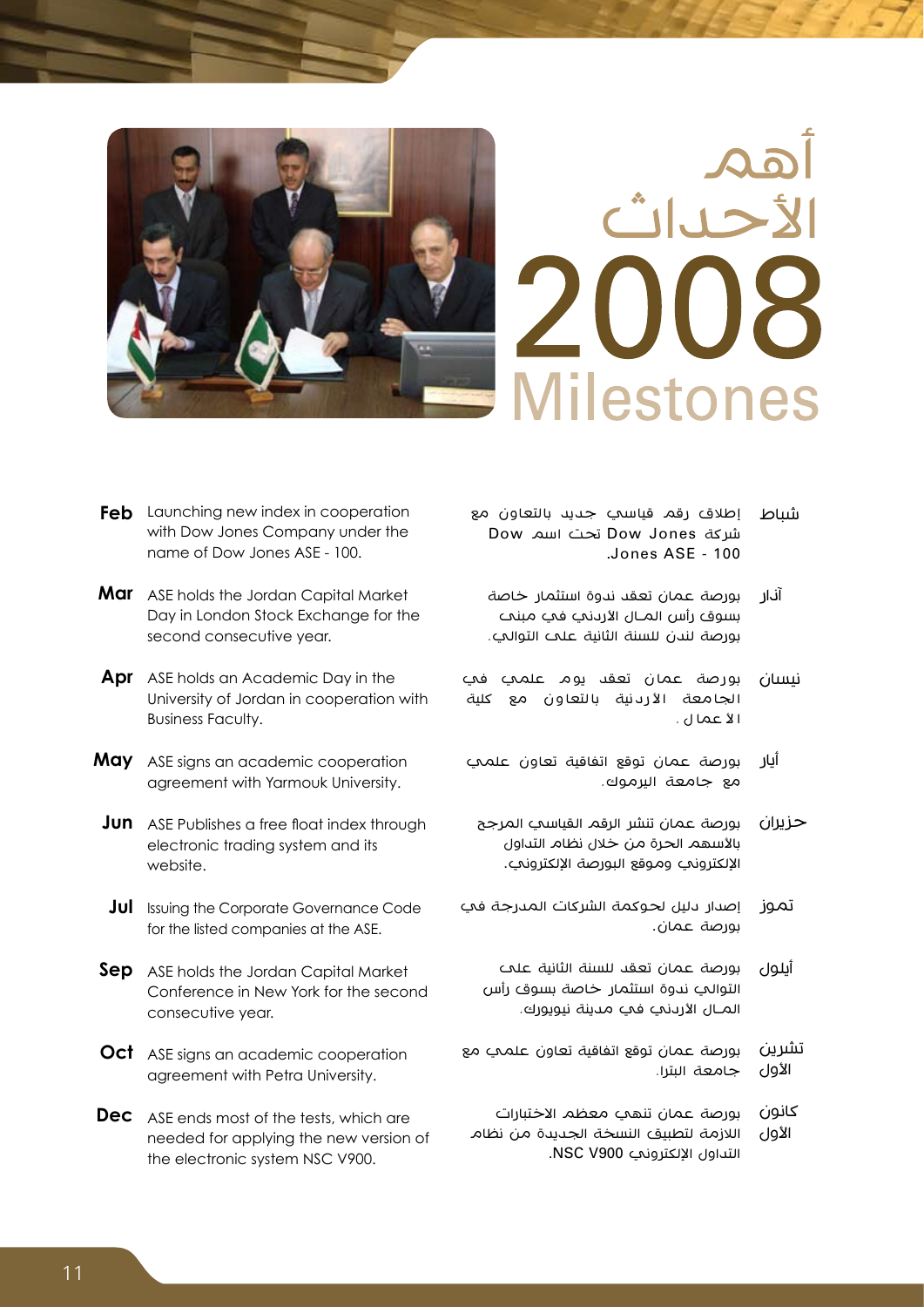# أهم الأحداث 2008 Milestones

| | English | العربية | |
|---|---|---|---|
| **Feb** | Launching new index in cooperation with Dow Jones Company under the name of Dow Jones ASE - 100. | إطلاق رقم قياسي جديد بالتعاون مع شركة Dow Jones تحت اسم Dow Jones ASE - 100. | شباط |
| **Mar** | ASE holds the Jordan Capital Market Day in London Stock Exchange for the second consecutive year. | بورصة عمان تعقد ندوة استثمار خاصة بسوق رأس المال الأردني في مبنى بورصة لندن للسنة الثانية على التوالي. | آذار |
| **Apr** | ASE holds an Academic Day in the University of Jordan in cooperation with Business Faculty. | بورصة عمان تعقد يوم علمي في الجامعة الأردنية بالتعاون مع كلية الأعمال. | نيسان |
| **May** | ASE signs an academic cooperation agreement with Yarmouk University. | بورصة عمان توقع اتفاقية تعاون علمي مع جامعة اليرموك. | أيار |
| **Jun** | ASE Publishes a free float index through electronic trading system and its website. | بورصة عمان تنشر الرقم القياسي المرجح بالأسهم الحرة من خلال نظام التداول الإلكتروني وموقع البورصة الإلكتروني. | حزيران |
| **Jul** | Issuing the Corporate Governance Code for the listed companies at the ASE. | إصدار دليل لحوكمة الشركات المدرجة في بورصة عمان. | تموز |
| **Sep** | ASE holds the Jordan Capital Market Conference in New York for the second consecutive year. | بورصة عمان تعقد للسنة الثانية على التوالي ندوة استثمار خاصة بسوق رأس المال الأردني في مدينة نيويورك. | أيلول |
| **Oct** | ASE signs an academic cooperation agreement with Petra University. | بورصة عمان توقع اتفاقية تعاون علمي مع جامعة البترا. | تشرين الأول |
| **Dec** | ASE ends most of the tests, which are needed for applying the new version of the electronic system NSC V900. | بورصة عمان تنهي معظم الاختبارات اللازمة لتطبيق النسخة الجديدة من نظام التداول الإلكتروني NSC V900. | كانون الأول |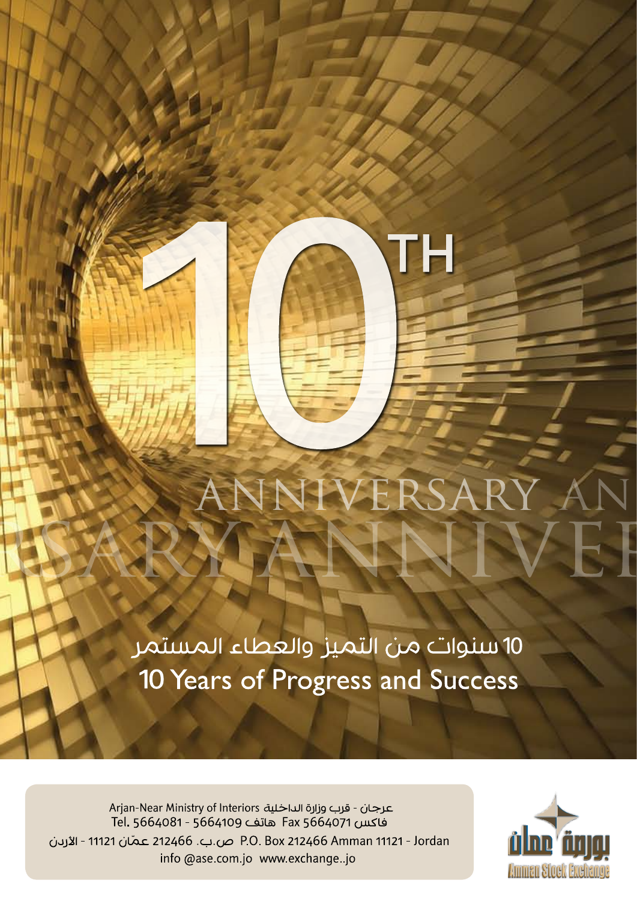# 10TH

ANNIVERSARY

10 سنوات من التميز والعطاء المستمر

10 Years of Progress and Success

عرجان - قرب وزارة الداخلية Arjan-Near Ministry of Interiors

فاكس 5664071 Fax هاتف 5664109 - 5664081 .Tel

P.O. Box 212466 Amman 11121 - Jordan ص.ب. 212466 عمّان 11121 - الأردن

info @ase.com.jo www.exchange..jo

بورصة عمان

Amman Stock Exchange